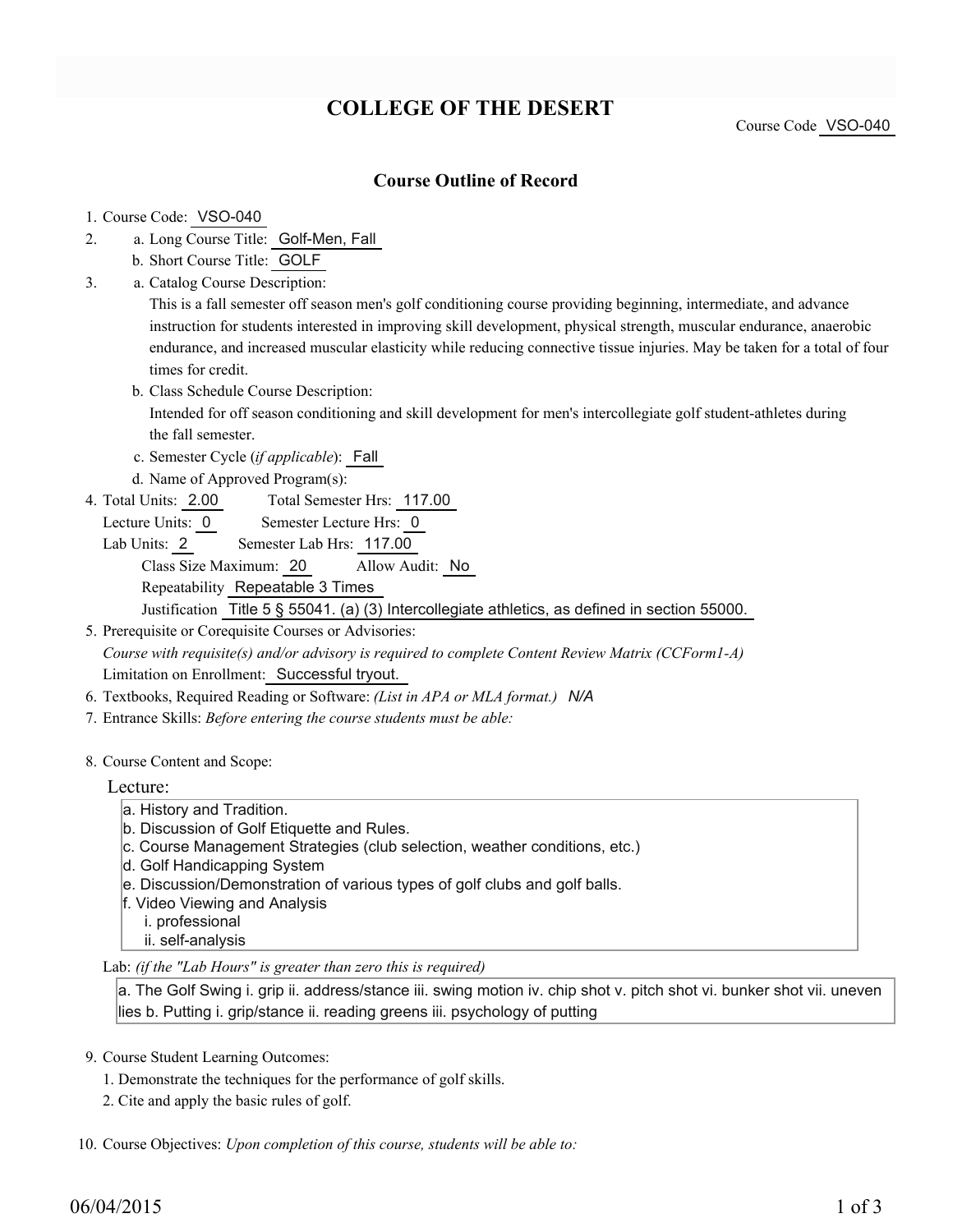# COLLEGE OF THE DESERT

Course Code VSO-040

## Course Outline of Record

1. Course Code: VSO-040
2. a. Long Course Title: Golf-Men, Fall
   b. Short Course Title: GOLF
3. a. Catalog Course Description:
   This is a fall semester off season men's golf conditioning course providing beginning, intermediate, and advance instruction for students interested in improving skill development, physical strength, muscular endurance, anaerobic endurance, and increased muscular elasticity while reducing connective tissue injuries. May be taken for a total of four times for credit.
   b. Class Schedule Course Description:
   Intended for off season conditioning and skill development for men's intercollegiate golf student-athletes during the fall semester.
   c. Semester Cycle (*if applicable*): Fall
   d. Name of Approved Program(s):
4. Total Units: 2.00 Total Semester Hrs: 117.00
   Lecture Units: 0 Semester Lecture Hrs: 0
   Lab Units: 2 Semester Lab Hrs: 117.00
   Class Size Maximum: 20 Allow Audit: No
   Repeatability Repeatable 3 Times
   Justification Title 5 § 55041. (a) (3) Intercollegiate athletics, as defined in section 55000.
5. Prerequisite or Corequisite Courses or Advisories:
   *Course with requisite(s) and/or advisory is required to complete Content Review Matrix (CCForm1-A)*
   Limitation on Enrollment: Successful tryout.
6. Textbooks, Required Reading or Software: *(List in APA or MLA format.)* N/A
7. Entrance Skills: *Before entering the course students must be able:*
8. Course Content and Scope:

   Lecture:

   a. History and Tradition.
   b. Discussion of Golf Etiquette and Rules.
   c. Course Management Strategies (club selection, weather conditions, etc.)
   d. Golf Handicapping System
   e. Discussion/Demonstration of various types of golf clubs and golf balls.
   f. Video Viewing and Analysis
      i. professional
      ii. self-analysis

   Lab: *(if the "Lab Hours" is greater than zero this is required)*

   a. The Golf Swing i. grip ii. address/stance iii. swing motion iv. chip shot v. pitch shot vi. bunker shot vii. uneven lies b. Putting i. grip/stance ii. reading greens iii. psychology of putting

9. Course Student Learning Outcomes:
   1. Demonstrate the techniques for the performance of golf skills.
   2. Cite and apply the basic rules of golf.
10. Course Objectives: *Upon completion of this course, students will be able to:*

06/04/2015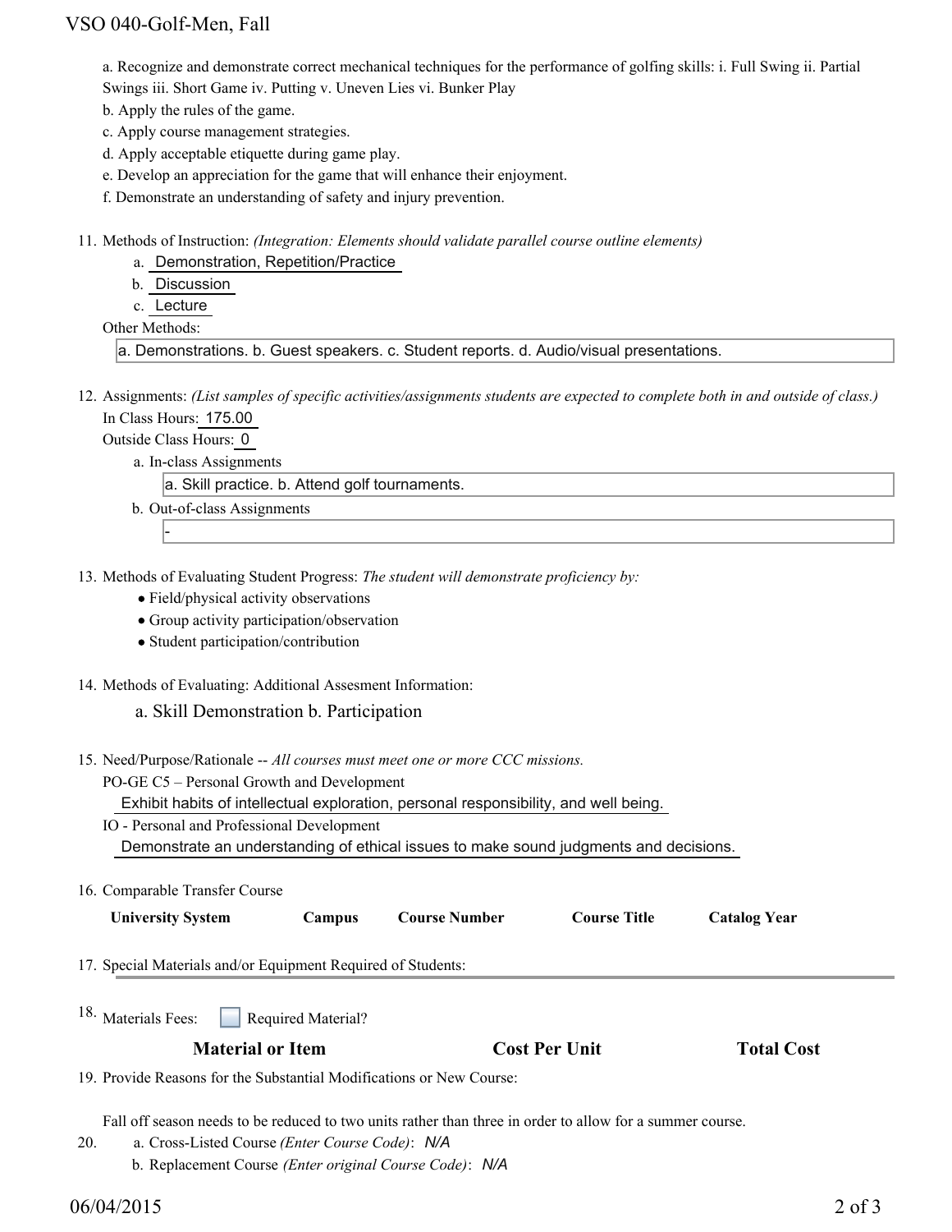a. Recognize and demonstrate correct mechanical techniques for the performance of golfing skills: i. Full Swing ii. Partial Swings iii. Short Game iv. Putting v. Uneven Lies vi. Bunker Play

b. Apply the rules of the game.

c. Apply course management strategies.

d. Apply acceptable etiquette during game play.

e. Develop an appreciation for the game that will enhance their enjoyment.

f. Demonstrate an understanding of safety and injury prevention.

11. Methods of Instruction: *(Integration: Elements should validate parallel course outline elements)*
    a. Demonstration, Repetition/Practice
    b. Discussion
    c. Lecture

    Other Methods:

    a. Demonstrations. b. Guest speakers. c. Student reports. d. Audio/visual presentations.

12. Assignments: *(List samples of specific activities/assignments students are expected to complete both in and outside of class.)*

    In Class Hours: 175.00

    Outside Class Hours: 0

    a. In-class Assignments

    a. Skill practice. b. Attend golf tournaments.

    b. Out-of-class Assignments

    -

13. Methods of Evaluating Student Progress: *The student will demonstrate proficiency by:*
    - Field/physical activity observations
    - Group activity participation/observation
    - Student participation/contribution

14. Methods of Evaluating: Additional Assesment Information:

    a. Skill Demonstration b. Participation

15. Need/Purpose/Rationale -- *All courses must meet one or more CCC missions.*

    PO-GE C5 – Personal Growth and Development

    Exhibit habits of intellectual exploration, personal responsibility, and well being.

    IO - Personal and Professional Development

    Demonstrate an understanding of ethical issues to make sound judgments and decisions.

16. Comparable Transfer Course

| University System | Campus | Course Number | Course Title | Catalog Year |
|---|---|---|---|---|

17. Special Materials and/or Equipment Required of Students:

18. Materials Fees: ☐ Required Material?

| Material or Item | Cost Per Unit | Total Cost |
|---|---|---|

19. Provide Reasons for the Substantial Modifications or New Course:

    Fall off season needs to be reduced to two units rather than three in order to allow for a summer course.

20. a. Cross-Listed Course *(Enter Course Code)*: *N/A*

    b. Replacement Course *(Enter original Course Code)*: *N/A*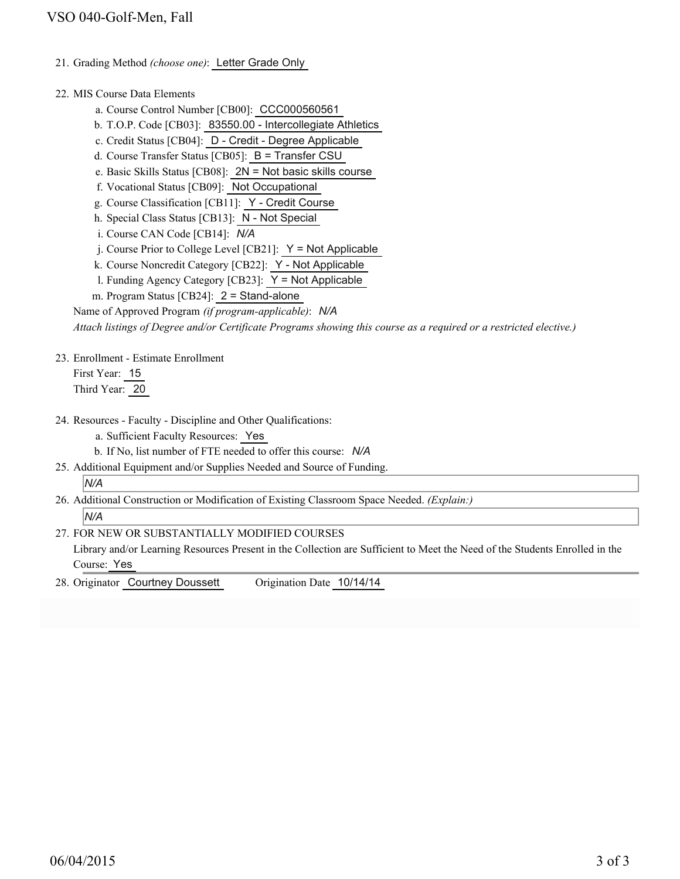21. Grading Method *(choose one)*: Letter Grade Only

22. MIS Course Data Elements
    a. Course Control Number [CB00]: CCC000560561
    b. T.O.P. Code [CB03]: 83550.00 - Intercollegiate Athletics
    c. Credit Status [CB04]: D - Credit - Degree Applicable
    d. Course Transfer Status [CB05]: B = Transfer CSU
    e. Basic Skills Status [CB08]: 2N = Not basic skills course
    f. Vocational Status [CB09]: Not Occupational
    g. Course Classification [CB11]: Y - Credit Course
    h. Special Class Status [CB13]: N - Not Special
    i. Course CAN Code [CB14]: *N/A*
    j. Course Prior to College Level [CB21]: Y = Not Applicable
    k. Course Noncredit Category [CB22]: Y - Not Applicable
    l. Funding Agency Category [CB23]: Y = Not Applicable
    m. Program Status [CB24]: 2 = Stand-alone

    Name of Approved Program *(if program-applicable)*: *N/A*

    *Attach listings of Degree and/or Certificate Programs showing this course as a required or a restricted elective.)*

23. Enrollment - Estimate Enrollment
    First Year: 15
    Third Year: 20

24. Resources - Faculty - Discipline and Other Qualifications:
    a. Sufficient Faculty Resources: Yes
    b. If No, list number of FTE needed to offer this course: *N/A*

25. Additional Equipment and/or Supplies Needed and Source of Funding.
    *N/A*

26. Additional Construction or Modification of Existing Classroom Space Needed. *(Explain:)*
    *N/A*

27. FOR NEW OR SUBSTANTIALLY MODIFIED COURSES
    Library and/or Learning Resources Present in the Collection are Sufficient to Meet the Need of the Students Enrolled in the Course: Yes

28. Originator Courtney Doussett Origination Date 10/14/14